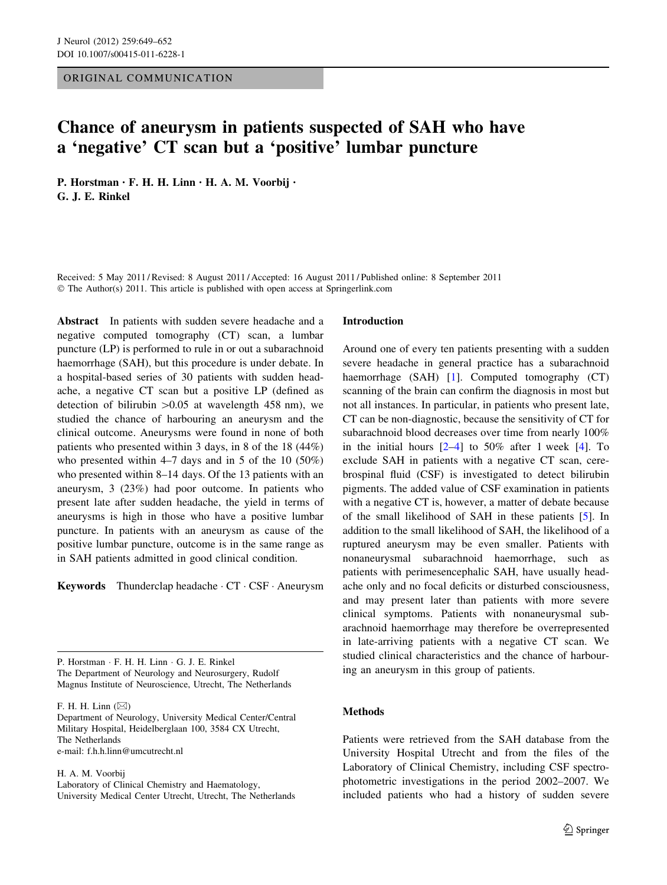ORIGINAL COMMUNICATION

# Chance of aneurysm in patients suspected of SAH who have a 'negative' CT scan but a 'positive' lumbar puncture

**P. Horstman · F. H. H. Linn · H. A. M. Voorbij · G. J. E. Rinkel**

Received: 5 May 2011 / Revised: 8 August 2011 / Accepted: 16 August 2011 / Published online: 8 September 2011
© The Author(s) 2011. This article is published with open access at Springerlink.com

**Abstract** In patients with sudden severe headache and a negative computed tomography (CT) scan, a lumbar puncture (LP) is performed to rule in or out a subarachnoid haemorrhage (SAH), but this procedure is under debate. In a hospital-based series of 30 patients with sudden headache, a negative CT scan but a positive LP (defined as detection of bilirubin >0.05 at wavelength 458 nm), we studied the chance of harbouring an aneurysm and the clinical outcome. Aneurysms were found in none of both patients who presented within 3 days, in 8 of the 18 (44%) who presented within 4–7 days and in 5 of the 10 (50%) who presented within 8–14 days. Of the 13 patients with an aneurysm, 3 (23%) had poor outcome. In patients who present late after sudden headache, the yield in terms of aneurysms is high in those who have a positive lumbar puncture. In patients with an aneurysm as cause of the positive lumbar puncture, outcome is in the same range as in SAH patients admitted in good clinical condition.

**Keywords** Thunderclap headache · CT · CSF · Aneurysm

P. Horstman · F. H. H. Linn · G. J. E. Rinkel
The Department of Neurology and Neurosurgery, Rudolf Magnus Institute of Neuroscience, Utrecht, The Netherlands

F. H. H. Linn (✉)
Department of Neurology, University Medical Center/Central Military Hospital, Heidelberglaan 100, 3584 CX Utrecht, The Netherlands
e-mail: f.h.h.linn@umcutrecht.nl

H. A. M. Voorbij
Laboratory of Clinical Chemistry and Haematology, University Medical Center Utrecht, Utrecht, The Netherlands

## Introduction

Around one of every ten patients presenting with a sudden severe headache in general practice has a subarachnoid haemorrhage (SAH) [1]. Computed tomography (CT) scanning of the brain can confirm the diagnosis in most but not all instances. In particular, in patients who present late, CT can be non-diagnostic, because the sensitivity of CT for subarachnoid blood decreases over time from nearly 100% in the initial hours [2–4] to 50% after 1 week [4]. To exclude SAH in patients with a negative CT scan, cerebrospinal fluid (CSF) is investigated to detect bilirubin pigments. The added value of CSF examination in patients with a negative CT is, however, a matter of debate because of the small likelihood of SAH in these patients [5]. In addition to the small likelihood of SAH, the likelihood of a ruptured aneurysm may be even smaller. Patients with nonaneurysmal subarachnoid haemorrhage, such as patients with perimesencephalic SAH, have usually headache only and no focal deficits or disturbed consciousness, and may present later than patients with more severe clinical symptoms. Patients with nonaneurysmal subarachnoid haemorrhage may therefore be overrepresented in late-arriving patients with a negative CT scan. We studied clinical characteristics and the chance of harbouring an aneurysm in this group of patients.

## Methods

Patients were retrieved from the SAH database from the University Hospital Utrecht and from the files of the Laboratory of Clinical Chemistry, including CSF spectrophotometric investigations in the period 2002–2007. We included patients who had a history of sudden severe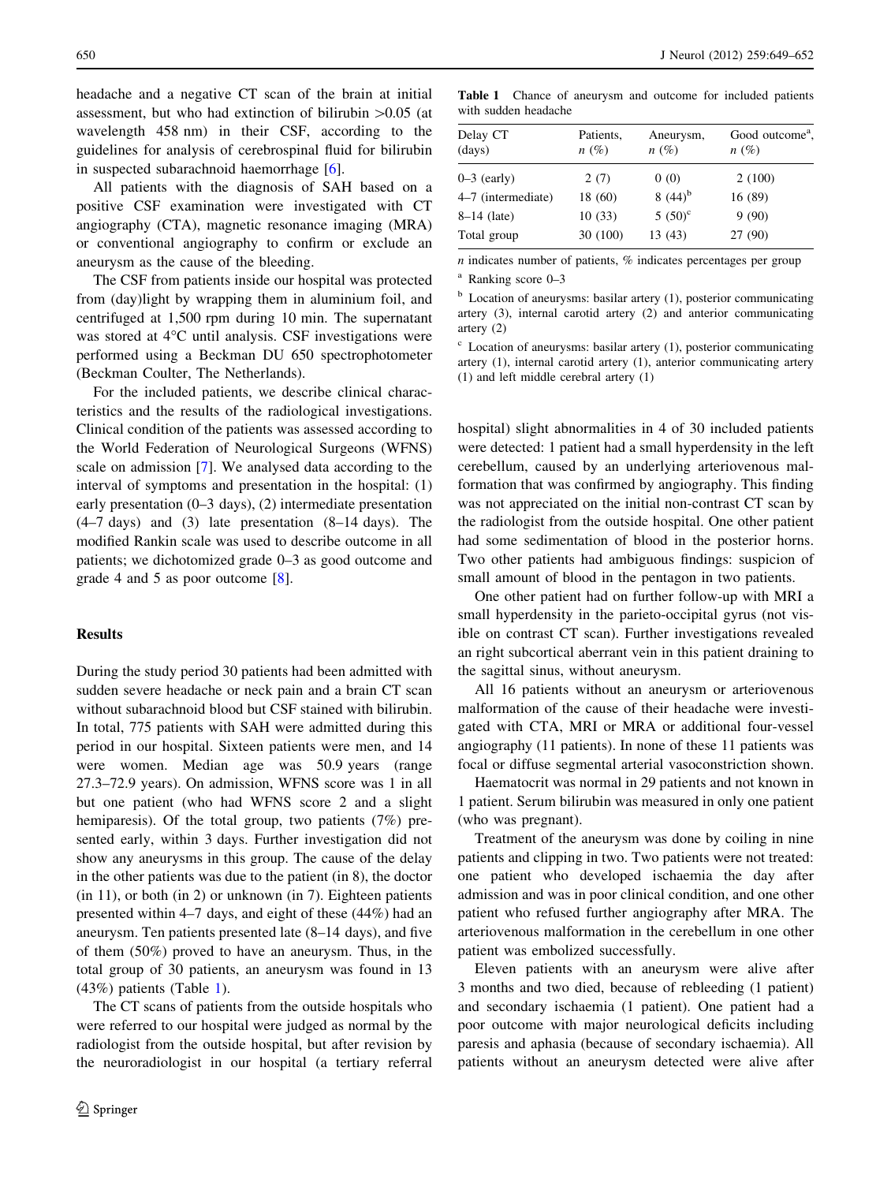headache and a negative CT scan of the brain at initial assessment, but who had extinction of bilirubin >0.05 (at wavelength 458 nm) in their CSF, according to the guidelines for analysis of cerebrospinal fluid for bilirubin in suspected subarachnoid haemorrhage [6].

All patients with the diagnosis of SAH based on a positive CSF examination were investigated with CT angiography (CTA), magnetic resonance imaging (MRA) or conventional angiography to confirm or exclude an aneurysm as the cause of the bleeding.

The CSF from patients inside our hospital was protected from (day)light by wrapping them in aluminium foil, and centrifuged at 1,500 rpm during 10 min. The supernatant was stored at 4°C until analysis. CSF investigations were performed using a Beckman DU 650 spectrophotometer (Beckman Coulter, The Netherlands).

For the included patients, we describe clinical characteristics and the results of the radiological investigations. Clinical condition of the patients was assessed according to the World Federation of Neurological Surgeons (WFNS) scale on admission [7]. We analysed data according to the interval of symptoms and presentation in the hospital: (1) early presentation (0–3 days), (2) intermediate presentation (4–7 days) and (3) late presentation (8–14 days). The modified Rankin scale was used to describe outcome in all patients; we dichotomized grade 0–3 as good outcome and grade 4 and 5 as poor outcome [8].

## Results

During the study period 30 patients had been admitted with sudden severe headache or neck pain and a brain CT scan without subarachnoid blood but CSF stained with bilirubin. In total, 775 patients with SAH were admitted during this period in our hospital. Sixteen patients were men, and 14 were women. Median age was 50.9 years (range 27.3–72.9 years). On admission, WFNS score was 1 in all but one patient (who had WFNS score 2 and a slight hemiparesis). Of the total group, two patients (7%) presented early, within 3 days. Further investigation did not show any aneurysms in this group. The cause of the delay in the other patients was due to the patient (in 8), the doctor (in 11), or both (in 2) or unknown (in 7). Eighteen patients presented within 4–7 days, and eight of these (44%) had an aneurysm. Ten patients presented late (8–14 days), and five of them (50%) proved to have an aneurysm. Thus, in the total group of 30 patients, an aneurysm was found in 13 (43%) patients (Table 1).

The CT scans of patients from the outside hospitals who were referred to our hospital were judged as normal by the radiologist from the outside hospital, but after revision by the neuroradiologist in our hospital (a tertiary referral hospital) slight abnormalities in 4 of 30 included patients were detected: 1 patient had a small hyperdensity in the left cerebellum, caused by an underlying arteriovenous malformation that was confirmed by angiography. This finding was not appreciated on the initial non-contrast CT scan by the radiologist from the outside hospital. One other patient had some sedimentation of blood in the posterior horns. Two other patients had ambiguous findings: suspicion of small amount of blood in the pentagon in two patients.

**Table 1** Chance of aneurysm and outcome for included patients with sudden headache

| Delay CT (days) | Patients, *n* (%) | Aneurysm, *n* (%) | Good outcome[a], *n* (%) |
|---|---|---|---|
| 0–3 (early) | 2 (7) | 0 (0) | 2 (100) |
| 4–7 (intermediate) | 18 (60) | 8 (44)[b] | 16 (89) |
| 8–14 (late) | 10 (33) | 5 (50)[c] | 9 (90) |
| Total group | 30 (100) | 13 (43) | 27 (90) |

*n* indicates number of patients, % indicates percentages per group

[a] Ranking score 0–3

[b] Location of aneurysms: basilar artery (1), posterior communicating artery (3), internal carotid artery (2) and anterior communicating artery (2)

[c] Location of aneurysms: basilar artery (1), posterior communicating artery (1), internal carotid artery (1), anterior communicating artery (1) and left middle cerebral artery (1)

One other patient had on further follow-up with MRI a small hyperdensity in the parieto-occipital gyrus (not visible on contrast CT scan). Further investigations revealed an right subcortical aberrant vein in this patient draining to the sagittal sinus, without aneurysm.

All 16 patients without an aneurysm or arteriovenous malformation of the cause of their headache were investigated with CTA, MRI or MRA or additional four-vessel angiography (11 patients). In none of these 11 patients was focal or diffuse segmental arterial vasoconstriction shown.

Haematocrit was normal in 29 patients and not known in 1 patient. Serum bilirubin was measured in only one patient (who was pregnant).

Treatment of the aneurysm was done by coiling in nine patients and clipping in two. Two patients were not treated: one patient who developed ischaemia the day after admission and was in poor clinical condition, and one other patient who refused further angiography after MRA. The arteriovenous malformation in the cerebellum in one other patient was embolized successfully.

Eleven patients with an aneurysm were alive after 3 months and two died, because of rebleeding (1 patient) and secondary ischaemia (1 patient). One patient had a poor outcome with major neurological deficits including paresis and aphasia (because of secondary ischaemia). All patients without an aneurysm detected were alive after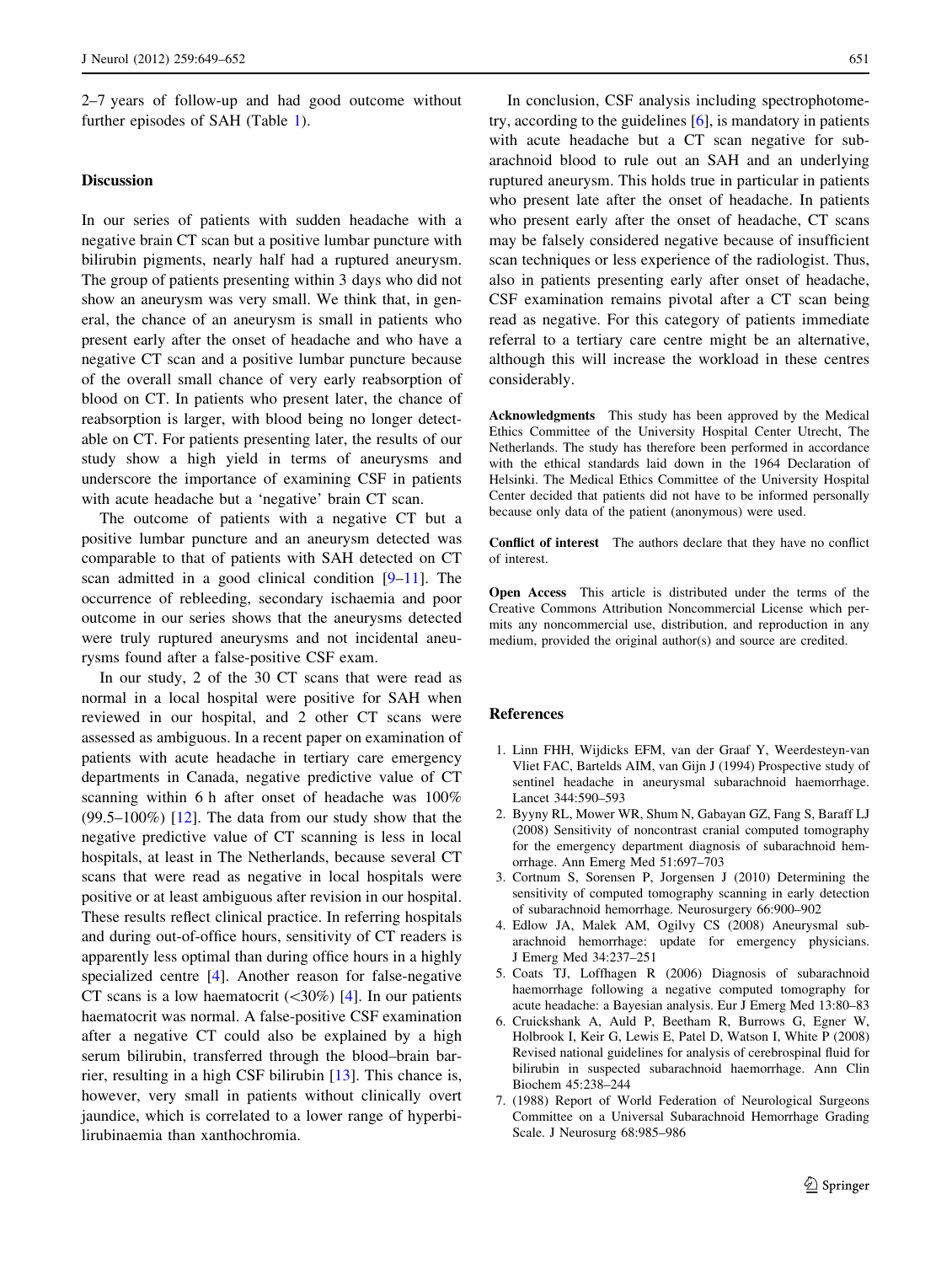2–7 years of follow-up and had good outcome without further episodes of SAH (Table 1).

## Discussion

In our series of patients with sudden headache with a negative brain CT scan but a positive lumbar puncture with bilirubin pigments, nearly half had a ruptured aneurysm. The group of patients presenting within 3 days who did not show an aneurysm was very small. We think that, in general, the chance of an aneurysm is small in patients who present early after the onset of headache and who have a negative CT scan and a positive lumbar puncture because of the overall small chance of very early reabsorption of blood on CT. In patients who present later, the chance of reabsorption is larger, with blood being no longer detectable on CT. For patients presenting later, the results of our study show a high yield in terms of aneurysms and underscore the importance of examining CSF in patients with acute headache but a 'negative' brain CT scan.

The outcome of patients with a negative CT but a positive lumbar puncture and an aneurysm detected was comparable to that of patients with SAH detected on CT scan admitted in a good clinical condition [9–11]. The occurrence of rebleeding, secondary ischaemia and poor outcome in our series shows that the aneurysms detected were truly ruptured aneurysms and not incidental aneurysms found after a false-positive CSF exam.

In our study, 2 of the 30 CT scans that were read as normal in a local hospital were positive for SAH when reviewed in our hospital, and 2 other CT scans were assessed as ambiguous. In a recent paper on examination of patients with acute headache in tertiary care emergency departments in Canada, negative predictive value of CT scanning within 6 h after onset of headache was 100% (99.5–100%) [12]. The data from our study show that the negative predictive value of CT scanning is less in local hospitals, at least in The Netherlands, because several CT scans that were read as negative in local hospitals were positive or at least ambiguous after revision in our hospital. These results reflect clinical practice. In referring hospitals and during out-of-office hours, sensitivity of CT readers is apparently less optimal than during office hours in a highly specialized centre [4]. Another reason for false-negative CT scans is a low haematocrit (<30%) [4]. In our patients haematocrit was normal. A false-positive CSF examination after a negative CT could also be explained by a high serum bilirubin, transferred through the blood–brain barrier, resulting in a high CSF bilirubin [13]. This chance is, however, very small in patients without clinically overt jaundice, which is correlated to a lower range of hyperbilirubinaemia than xanthochromia.

In conclusion, CSF analysis including spectrophotometry, according to the guidelines [6], is mandatory in patients with acute headache but a CT scan negative for subarachnoid blood to rule out an SAH and an underlying ruptured aneurysm. This holds true in particular in patients who present late after the onset of headache. In patients who present early after the onset of headache, CT scans may be falsely considered negative because of insufficient scan techniques or less experience of the radiologist. Thus, also in patients presenting early after onset of headache, CSF examination remains pivotal after a CT scan being read as negative. For this category of patients immediate referral to a tertiary care centre might be an alternative, although this will increase the workload in these centres considerably.

**Acknowledgments** This study has been approved by the Medical Ethics Committee of the University Hospital Center Utrecht, The Netherlands. The study has therefore been performed in accordance with the ethical standards laid down in the 1964 Declaration of Helsinki. The Medical Ethics Committee of the University Hospital Center decided that patients did not have to be informed personally because only data of the patient (anonymous) were used.

**Conflict of interest** The authors declare that they have no conflict of interest.

**Open Access** This article is distributed under the terms of the Creative Commons Attribution Noncommercial License which permits any noncommercial use, distribution, and reproduction in any medium, provided the original author(s) and source are credited.

## References

1. Linn FHH, Wijdicks EFM, van der Graaf Y, Weerdesteyn-van Vliet FAC, Bartelds AIM, van Gijn J (1994) Prospective study of sentinel headache in aneurysmal subarachnoid haemorrhage. Lancet 344:590–593
2. Byyny RL, Mower WR, Shum N, Gabayan GZ, Fang S, Baraff LJ (2008) Sensitivity of noncontrast cranial computed tomography for the emergency department diagnosis of subarachnoid hemorrhage. Ann Emerg Med 51:697–703
3. Cortnum S, Sorensen P, Jorgensen J (2010) Determining the sensitivity of computed tomography scanning in early detection of subarachnoid hemorrhage. Neurosurgery 66:900–902
4. Edlow JA, Malek AM, Ogilvy CS (2008) Aneurysmal subarachnoid hemorrhage: update for emergency physicians. J Emerg Med 34:237–251
5. Coats TJ, Loffhagen R (2006) Diagnosis of subarachnoid haemorrhage following a negative computed tomography for acute headache: a Bayesian analysis. Eur J Emerg Med 13:80–83
6. Cruickshank A, Auld P, Beetham R, Burrows G, Egner W, Holbrook I, Keir G, Lewis E, Patel D, Watson I, White P (2008) Revised national guidelines for analysis of cerebrospinal fluid for bilirubin in suspected subarachnoid haemorrhage. Ann Clin Biochem 45:238–244
7. (1988) Report of World Federation of Neurological Surgeons Committee on a Universal Subarachnoid Hemorrhage Grading Scale. J Neurosurg 68:985–986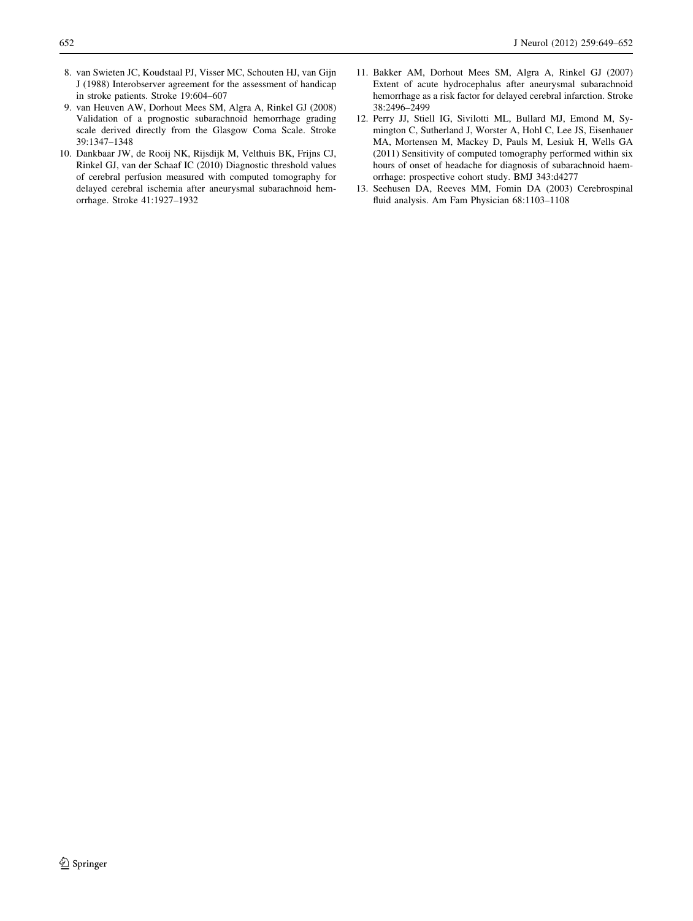8. van Swieten JC, Koudstaal PJ, Visser MC, Schouten HJ, van Gijn J (1988) Interobserver agreement for the assessment of handicap in stroke patients. Stroke 19:604–607
9. van Heuven AW, Dorhout Mees SM, Algra A, Rinkel GJ (2008) Validation of a prognostic subarachnoid hemorrhage grading scale derived directly from the Glasgow Coma Scale. Stroke 39:1347–1348
10. Dankbaar JW, de Rooij NK, Rijsdijk M, Velthuis BK, Frijns CJ, Rinkel GJ, van der Schaaf IC (2010) Diagnostic threshold values of cerebral perfusion measured with computed tomography for delayed cerebral ischemia after aneurysmal subarachnoid hemorrhage. Stroke 41:1927–1932
11. Bakker AM, Dorhout Mees SM, Algra A, Rinkel GJ (2007) Extent of acute hydrocephalus after aneurysmal subarachnoid hemorrhage as a risk factor for delayed cerebral infarction. Stroke 38:2496–2499
12. Perry JJ, Stiell IG, Sivilotti ML, Bullard MJ, Emond M, Symington C, Sutherland J, Worster A, Hohl C, Lee JS, Eisenhauer MA, Mortensen M, Mackey D, Pauls M, Lesiuk H, Wells GA (2011) Sensitivity of computed tomography performed within six hours of onset of headache for diagnosis of subarachnoid haemorrhage: prospective cohort study. BMJ 343:d4277
13. Seehusen DA, Reeves MM, Fomin DA (2003) Cerebrospinal fluid analysis. Am Fam Physician 68:1103–1108